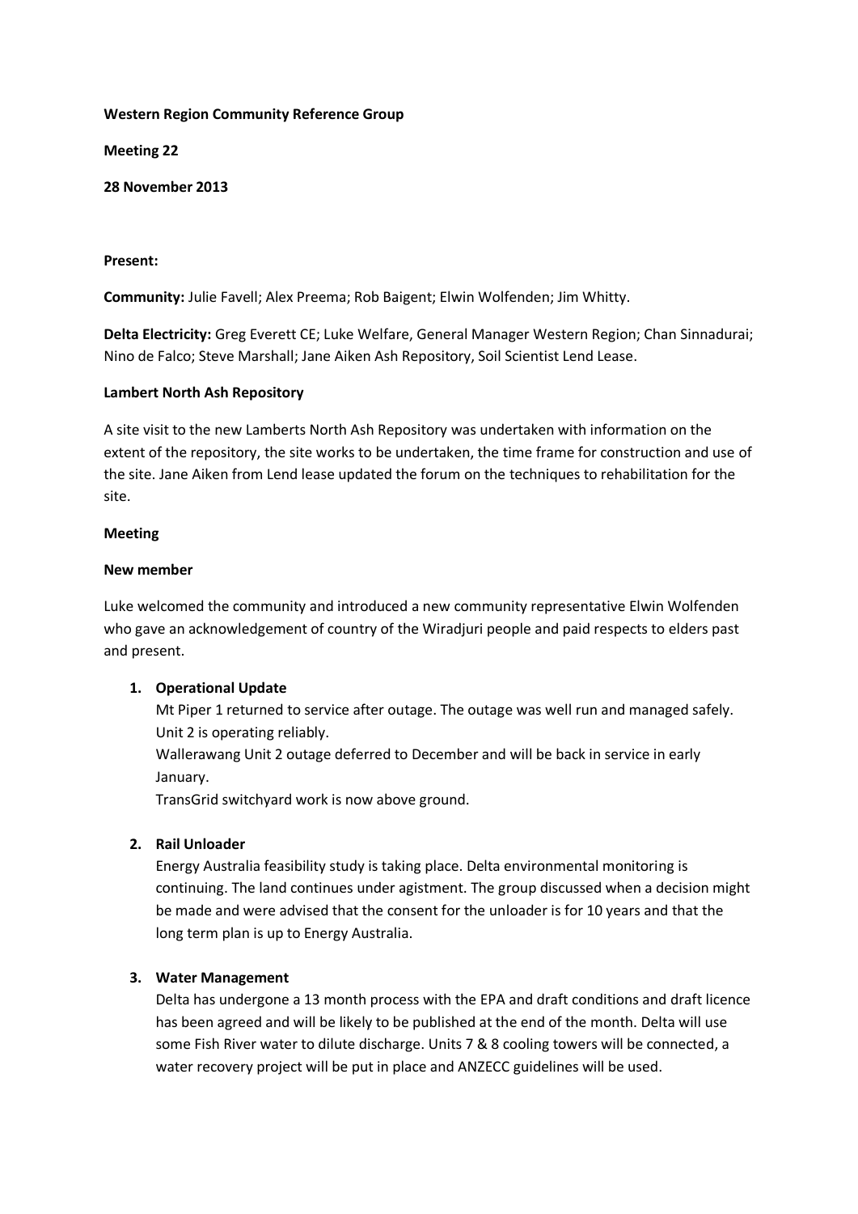**Western Region Community Reference Group**

**Meeting 22**

**28 November 2013**

**Present:**

**Community:** Julie Favell; Alex Preema; Rob Baigent; Elwin Wolfenden; Jim Whitty.

**Delta Electricity:** Greg Everett CE; Luke Welfare, General Manager Western Region; Chan Sinnadurai; Nino de Falco; Steve Marshall; Jane Aiken Ash Repository, Soil Scientist Lend Lease.

**Lambert North Ash Repository**

A site visit to the new Lamberts North Ash Repository was undertaken with information on the extent of the repository, the site works to be undertaken, the time frame for construction and use of the site. Jane Aiken from Lend lease updated the forum on the techniques to rehabilitation for the site.

**Meeting**

**New member**

Luke welcomed the community and introduced a new community representative Elwin Wolfenden who gave an acknowledgement of country of the Wiradjuri people and paid respects to elders past and present.

1. **Operational Update**

   Mt Piper 1 returned to service after outage. The outage was well run and managed safely. Unit 2 is operating reliably.

   Wallerawang Unit 2 outage deferred to December and will be back in service in early January.

   TransGrid switchyard work is now above ground.

2. **Rail Unloader**

   Energy Australia feasibility study is taking place. Delta environmental monitoring is continuing. The land continues under agistment. The group discussed when a decision might be made and were advised that the consent for the unloader is for 10 years and that the long term plan is up to Energy Australia.

3. **Water Management**

   Delta has undergone a 13 month process with the EPA and draft conditions and draft licence has been agreed and will be likely to be published at the end of the month. Delta will use some Fish River water to dilute discharge. Units 7 & 8 cooling towers will be connected, a water recovery project will be put in place and ANZECC guidelines will be used.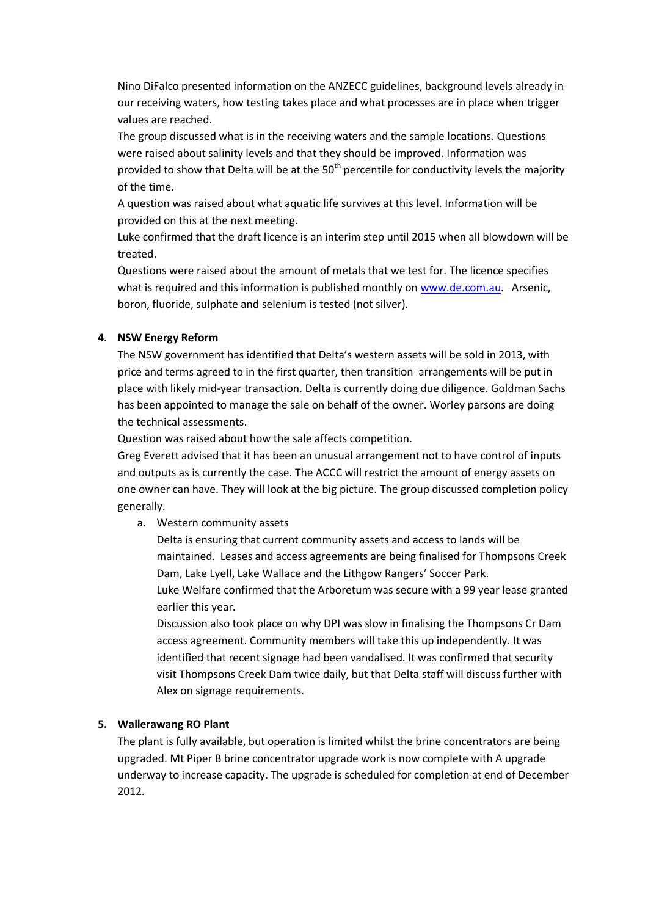Nino DiFalco presented information on the ANZECC guidelines, background levels already in our receiving waters, how testing takes place and what processes are in place when trigger values are reached.

The group discussed what is in the receiving waters and the sample locations. Questions were raised about salinity levels and that they should be improved. Information was provided to show that Delta will be at the 50$^{th}$ percentile for conductivity levels the majority of the time.

A question was raised about what aquatic life survives at this level. Information will be provided on this at the next meeting.

Luke confirmed that the draft licence is an interim step until 2015 when all blowdown will be treated.

Questions were raised about the amount of metals that we test for. The licence specifies what is required and this information is published monthly on www.de.com.au. Arsenic, boron, fluoride, sulphate and selenium is tested (not silver).

4. **NSW Energy Reform**

   The NSW government has identified that Delta's western assets will be sold in 2013, with price and terms agreed to in the first quarter, then transition arrangements will be put in place with likely mid-year transaction. Delta is currently doing due diligence. Goldman Sachs has been appointed to manage the sale on behalf of the owner. Worley parsons are doing the technical assessments.

   Question was raised about how the sale affects competition.

   Greg Everett advised that it has been an unusual arrangement not to have control of inputs and outputs as is currently the case. The ACCC will restrict the amount of energy assets on one owner can have. They will look at the big picture. The group discussed completion policy generally.

   a. Western community assets

      Delta is ensuring that current community assets and access to lands will be maintained. Leases and access agreements are being finalised for Thompsons Creek Dam, Lake Lyell, Lake Wallace and the Lithgow Rangers' Soccer Park.

      Luke Welfare confirmed that the Arboretum was secure with a 99 year lease granted earlier this year.

      Discussion also took place on why DPI was slow in finalising the Thompsons Cr Dam access agreement. Community members will take this up independently. It was identified that recent signage had been vandalised. It was confirmed that security visit Thompsons Creek Dam twice daily, but that Delta staff will discuss further with Alex on signage requirements.

5. **Wallerawang RO Plant**

   The plant is fully available, but operation is limited whilst the brine concentrators are being upgraded. Mt Piper B brine concentrator upgrade work is now complete with A upgrade underway to increase capacity. The upgrade is scheduled for completion at end of December 2012.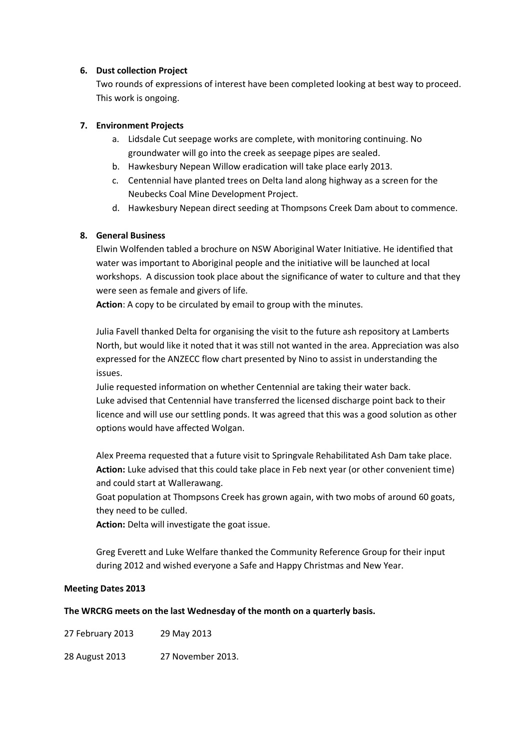6. **Dust collection Project**

   Two rounds of expressions of interest have been completed looking at best way to proceed. This work is ongoing.

7. **Environment Projects**

   a. Lidsdale Cut seepage works are complete, with monitoring continuing. No groundwater will go into the creek as seepage pipes are sealed.
   b. Hawkesbury Nepean Willow eradication will take place early 2013.
   c. Centennial have planted trees on Delta land along highway as a screen for the Neubecks Coal Mine Development Project.
   d. Hawkesbury Nepean direct seeding at Thompsons Creek Dam about to commence.

8. **General Business**

   Elwin Wolfenden tabled a brochure on NSW Aboriginal Water Initiative. He identified that water was important to Aboriginal people and the initiative will be launched at local workshops. A discussion took place about the significance of water to culture and that they were seen as female and givers of life.

   **Action**: A copy to be circulated by email to group with the minutes.

   Julia Favell thanked Delta for organising the visit to the future ash repository at Lamberts North, but would like it noted that it was still not wanted in the area. Appreciation was also expressed for the ANZECC flow chart presented by Nino to assist in understanding the issues.

   Julie requested information on whether Centennial are taking their water back.

   Luke advised that Centennial have transferred the licensed discharge point back to their licence and will use our settling ponds. It was agreed that this was a good solution as other options would have affected Wolgan.

   Alex Preema requested that a future visit to Springvale Rehabilitated Ash Dam take place.

   **Action:** Luke advised that this could take place in Feb next year (or other convenient time) and could start at Wallerawang.

   Goat population at Thompsons Creek has grown again, with two mobs of around 60 goats, they need to be culled.

   **Action:** Delta will investigate the goat issue.

   Greg Everett and Luke Welfare thanked the Community Reference Group for their input during 2012 and wished everyone a Safe and Happy Christmas and New Year.

**Meeting Dates 2013**

**The WRCRG meets on the last Wednesday of the month on a quarterly basis.**

| | |
|---|---|
| 27 February 2013 | 29 May 2013 |
| 28 August 2013 | 27 November 2013. |